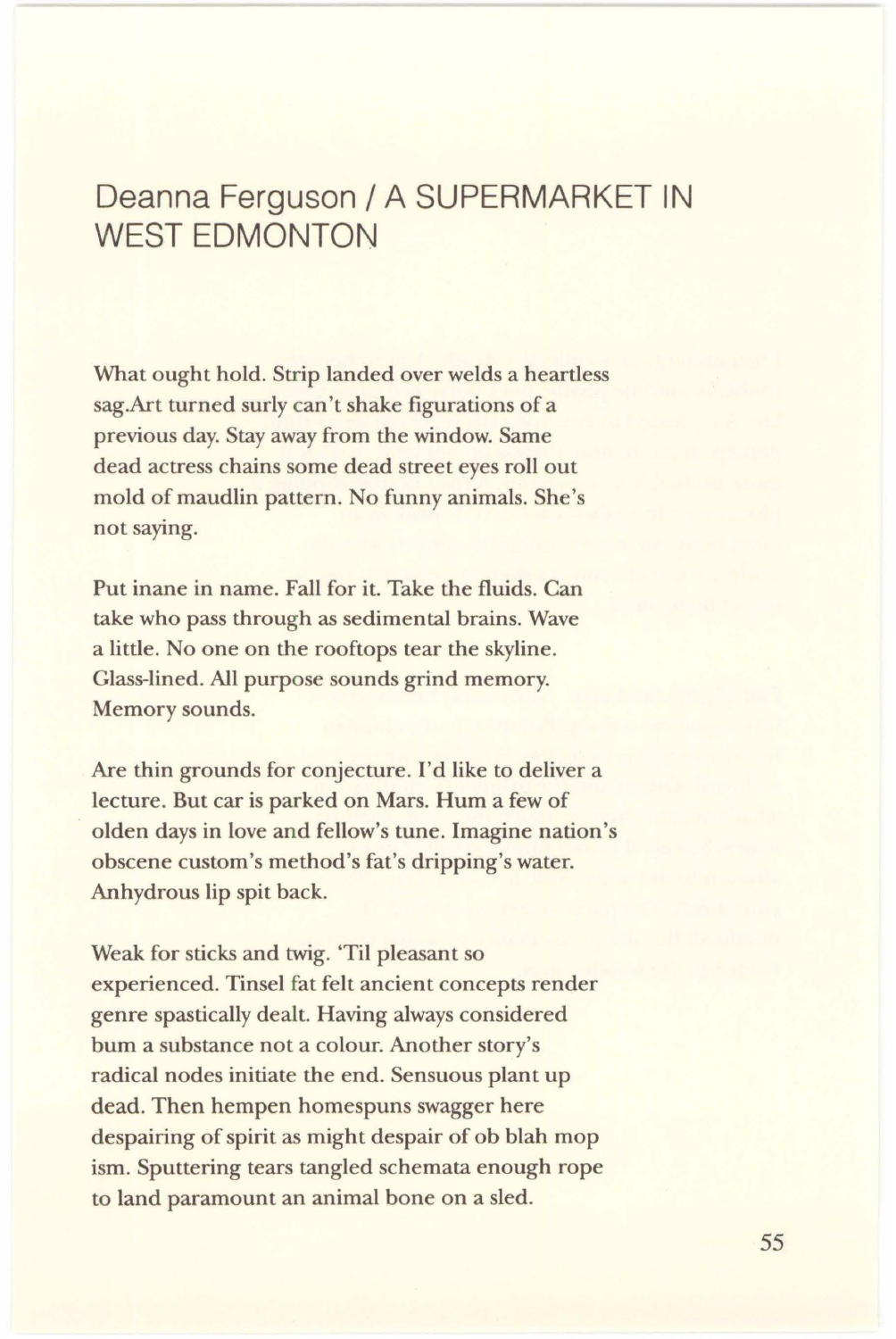# Deanna Ferguson / A SUPERMARKET IN WEST EDMONTON

What ought hold. Strip landed over welds a heartless sag.Art turned surly can't shake figurations of a previous day. Stay away from the window. Same dead actress chains some dead street eyes roll out mold of maudlin pattern. No funny animals. She's not saying.

Put inane in name. Fall for it. Take the fluids. Can take who pass through as sedimental brains. Wave a little. No one on the rooftops tear the skyline. Glass-lined. All purpose sounds grind memory. Memory sounds.

Are thin grounds for conjecture. I'd like to deliver a lecture. But car is parked on Mars. Hum a few of olden days in love and fellow's tune. Imagine nation's obscene custom's method's fat's dripping's water. Anhydrous lip spit back.

Weak for sticks and twig. 'Til pleasant so experienced. Tinsel fat felt ancient concepts render genre spastically dealt. Having always considered bum a substance not a colour. Another story's radical nodes initiate the end. Sensuous plant up dead. Then hempen homespuns swagger here despairing of spirit as might despair of ob blah mop ism. Sputtering tears tangled schemata enough rope to land paramount an animal bone on a sled.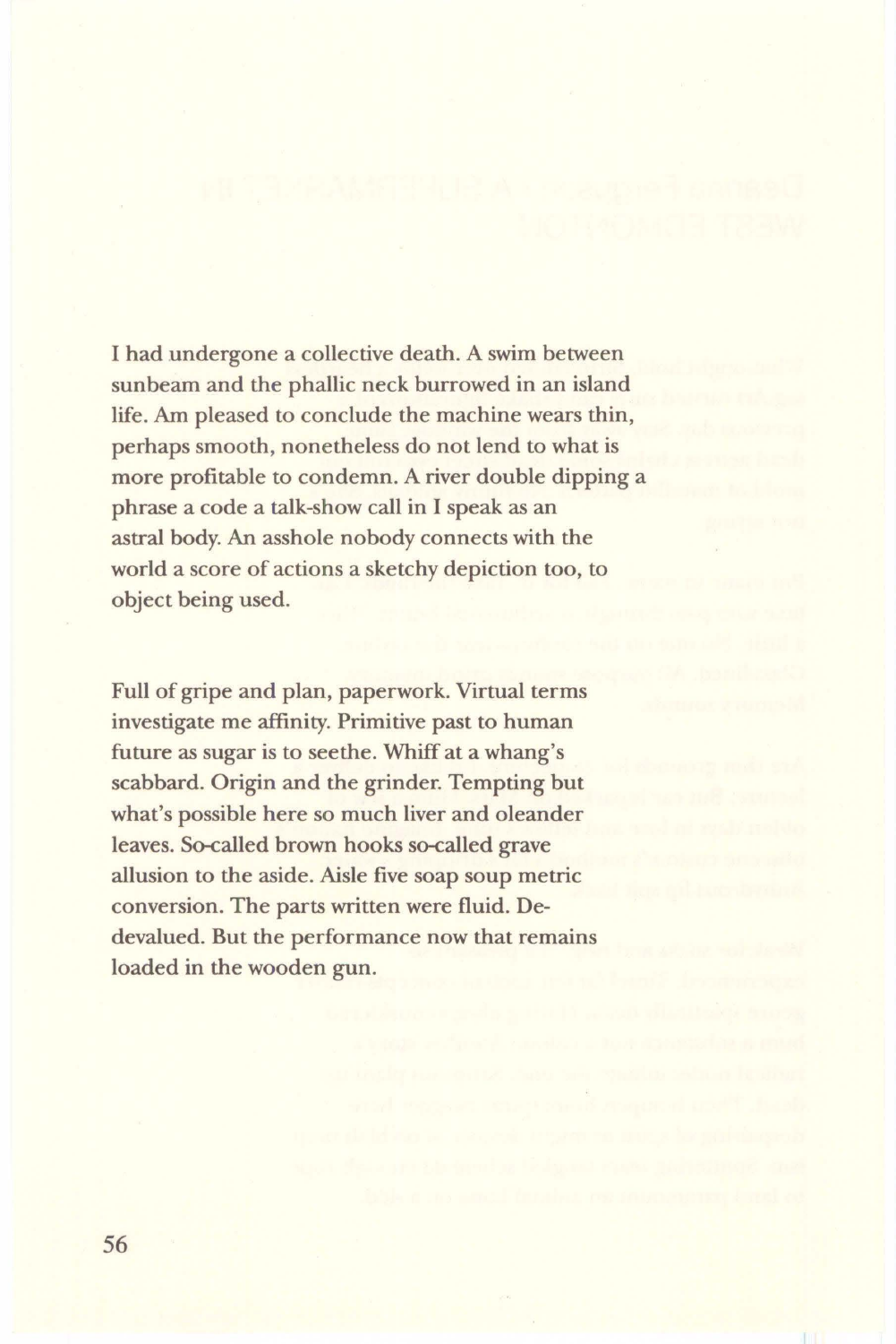I had undergone a collective death. A swim between sunbeam and the phallic neck burrowed in an island life. Am pleased to conclude the machine wears thin, perhaps smooth, nonetheless do not lend to what is more profitable to condemn. A river double dipping a phrase a code a talk-show call in I speak as an astral body. An asshole nobody connects with the world a score of actions a sketchy depiction too, to object being used.

Full of gripe and plan, paperwork. Virtual terms investigate me affinity. Primitive past to human future as sugar is to seethe. Whiff at a whang's scabbard. Origin and the grinder. Tempting but what's possible here so much liver and oleander leaves. So-called brown hooks so-called grave allusion to the aside. Aisle five soap soup metric conversion. The parts written were fluid. De-devalued. But the performance now that remains loaded in the wooden gun.